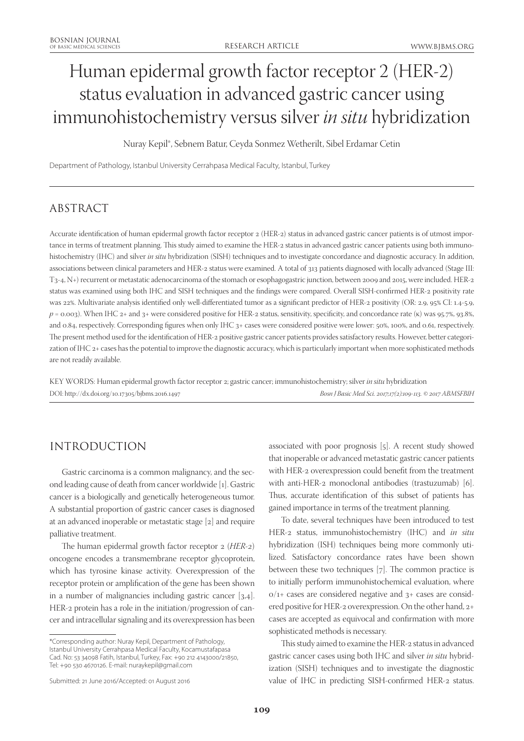# Human epidermal growth factor receptor 2 (HER-2) status evaluation in advanced gastric cancer using immunohistochemistry versus silver *in situ* hybridization

Nuray Kepil*, Sebnem Batur, Ceyda Sonmez Wetherilt, Sibel Erdamar Cetin

Department of Pathology, Istanbul University Cerrahpasa Medical Faculty, Istanbul, Turkey

## ABSTRACT

Accurate identification of human epidermal growth factor receptor 2 (HER-2) status in advanced gastric cancer patients is of utmost importance in terms of treatment planning. This study aimed to examine the HER-2 status in advanced gastric cancer patients using both immunohistochemistry (IHC) and silver *in situ* hybridization (SISH) techniques and to investigate concordance and diagnostic accuracy. In addition, associations between clinical parameters and HER-2 status were examined. A total of 313 patients diagnosed with locally advanced (Stage III: T3-4, N+) recurrent or metastatic adenocarcinoma of the stomach or esophagogastric junction, between 2009 and 2015, were included. HER-2 status was examined using both IHC and SISH techniques and the findings were compared. Overall SISH-confirmed HER-2 positivity rate was 22%. Multivariate analysis identified only well-differentiated tumor as a significant predictor of HER-2 positivity (OR: 2.9, 95% CI: 1.4-5.9, $p = 0.003$). When IHC 2+ and 3+ were considered positive for HER-2 status, sensitivity, specificity, and concordance rate (κ) was 95.7%, 93.8%, and 0.84, respectively. Corresponding figures when only IHC 3+ cases were considered positive were lower: 50%, 100%, and 0.61, respectively. The present method used for the identification of HER-2 positive gastric cancer patients provides satisfactory results. However, better categorization of IHC 2+ cases has the potential to improve the diagnostic accuracy, which is particularly important when more sophisticated methods are not readily available.

KEY WORDS: Human epidermal growth factor receptor 2; gastric cancer; immunohistochemistry; silver *in situ* hybridization

DOI: http://dx.doi.org/10.17305/bjbms.2016.1497

*Bosn J Basic Med Sci. 2017;17(2):109-113. © 2017 ABMSFBIH*

## INTRODUCTION

Gastric carcinoma is a common malignancy, and the second leading cause of death from cancer worldwide [1]. Gastric cancer is a biologically and genetically heterogeneous tumor. A substantial proportion of gastric cancer cases is diagnosed at an advanced inoperable or metastatic stage [2] and require palliative treatment.

The human epidermal growth factor receptor 2 (*HER-2*) oncogene encodes a transmembrane receptor glycoprotein, which has tyrosine kinase activity. Overexpression of the receptor protein or amplification of the gene has been shown in a number of malignancies including gastric cancer [3,4]. HER-2 protein has a role in the initiation/progression of cancer and intracellular signaling and its overexpression has been associated with poor prognosis [5]. A recent study showed that inoperable or advanced metastatic gastric cancer patients with HER-2 overexpression could benefit from the treatment with anti-HER-2 monoclonal antibodies (trastuzumab) [6]. Thus, accurate identification of this subset of patients has gained importance in terms of the treatment planning.

To date, several techniques have been introduced to test HER-2 status, immunohistochemistry (IHC) and *in situ* hybridization (ISH) techniques being more commonly utilized. Satisfactory concordance rates have been shown between these two techniques [7]. The common practice is to initially perform immunohistochemical evaluation, where 0/1+ cases are considered negative and 3+ cases are considered positive for HER-2 overexpression. On the other hand, 2+ cases are accepted as equivocal and confirmation with more sophisticated methods is necessary.

This study aimed to examine the HER-2 status in advanced gastric cancer cases using both IHC and silver *in situ* hybridization (SISH) techniques and to investigate the diagnostic value of IHC in predicting SISH-confirmed HER-2 status.

*Corresponding author: Nuray Kepil, Department of Pathology, Istanbul University Cerrahpasa Medical Faculty, Kocamustafapasa Cad. No: 53 34098 Fatih, Istanbul, Turkey, Fax: +90 212 4143000/21850, Tel: +90 530 4670126. E-mail: nuraykepil@gmail.com

Submitted: 21 June 2016/Accepted: 01 August 2016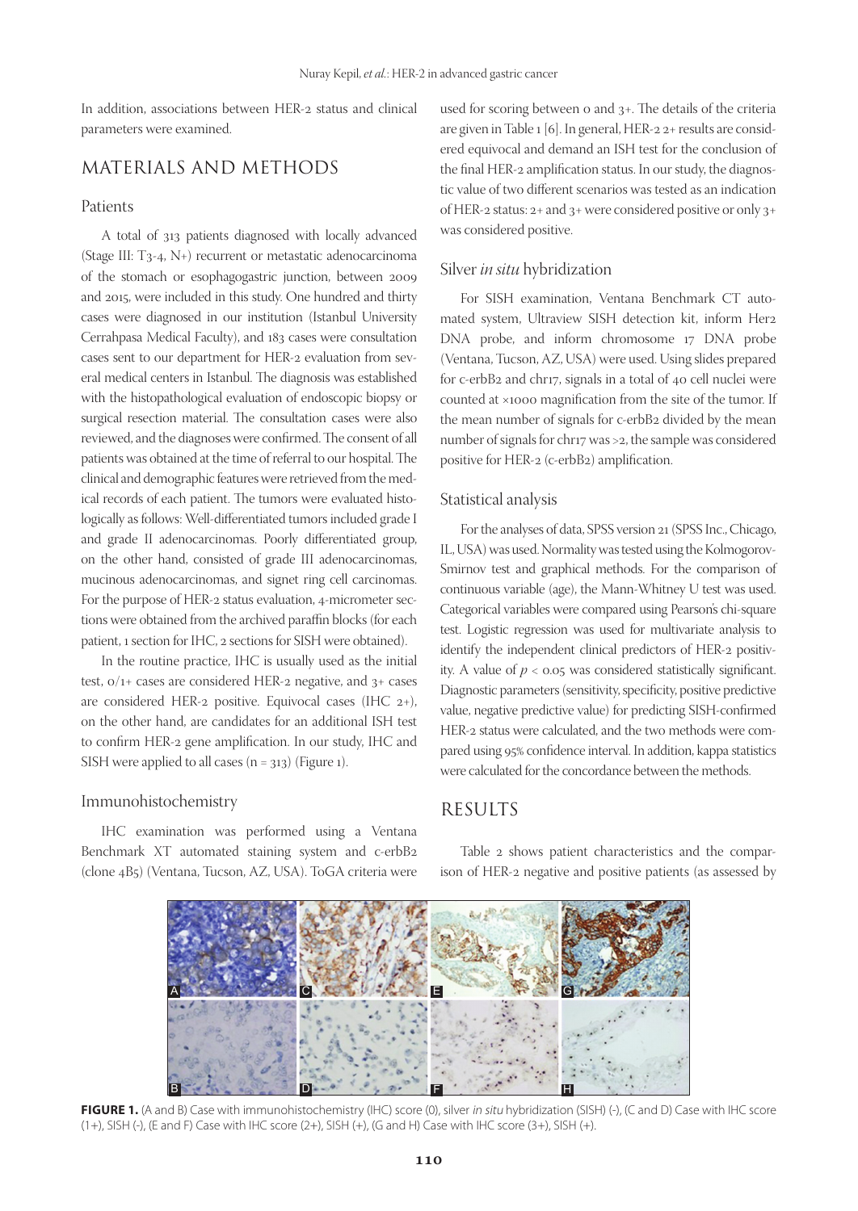In addition, associations between HER-2 status and clinical parameters were examined.

## MATERIALS AND METHODS

### Patients

A total of 313 patients diagnosed with locally advanced (Stage III: T3-4, N+) recurrent or metastatic adenocarcinoma of the stomach or esophagogastric junction, between 2009 and 2015, were included in this study. One hundred and thirty cases were diagnosed in our institution (Istanbul University Cerrahpasa Medical Faculty), and 183 cases were consultation cases sent to our department for HER-2 evaluation from several medical centers in Istanbul. The diagnosis was established with the histopathological evaluation of endoscopic biopsy or surgical resection material. The consultation cases were also reviewed, and the diagnoses were confirmed. The consent of all patients was obtained at the time of referral to our hospital. The clinical and demographic features were retrieved from the medical records of each patient. The tumors were evaluated histologically as follows: Well-differentiated tumors included grade I and grade II adenocarcinomas. Poorly differentiated group, on the other hand, consisted of grade III adenocarcinomas, mucinous adenocarcinomas, and signet ring cell carcinomas. For the purpose of HER-2 status evaluation, 4-micrometer sections were obtained from the archived paraffin blocks (for each patient, 1 section for IHC, 2 sections for SISH were obtained).

In the routine practice, IHC is usually used as the initial test, 0/1+ cases are considered HER-2 negative, and 3+ cases are considered HER-2 positive. Equivocal cases (IHC 2+), on the other hand, are candidates for an additional ISH test to confirm HER-2 gene amplification. In our study, IHC and SISH were applied to all cases (n = 313) (Figure 1).

### Immunohistochemistry

IHC examination was performed using a Ventana Benchmark XT automated staining system and c-erbB2 (clone 4B5) (Ventana, Tucson, AZ, USA). ToGA criteria were used for scoring between 0 and 3+. The details of the criteria are given in Table 1 [6]. In general, HER-2 2+ results are considered equivocal and demand an ISH test for the conclusion of the final HER-2 amplification status. In our study, the diagnostic value of two different scenarios was tested as an indication of HER-2 status: 2+ and 3+ were considered positive or only 3+ was considered positive.

### Silver *in situ* hybridization

For SISH examination, Ventana Benchmark CT automated system, Ultraview SISH detection kit, inform Her2 DNA probe, and inform chromosome 17 DNA probe (Ventana, Tucson, AZ, USA) were used. Using slides prepared for c-erbB2 and chr17, signals in a total of 40 cell nuclei were counted at ×1000 magnification from the site of the tumor. If the mean number of signals for c-erbB2 divided by the mean number of signals for chr17 was >2, the sample was considered positive for HER-2 (c-erbB2) amplification.

### Statistical analysis

For the analyses of data, SPSS version 21 (SPSS Inc., Chicago, IL, USA) was used. Normality was tested using the Kolmogorov-Smirnov test and graphical methods. For the comparison of continuous variable (age), the Mann-Whitney U test was used. Categorical variables were compared using Pearson's chi-square test. Logistic regression was used for multivariate analysis to identify the independent clinical predictors of HER-2 positivity. A value of $p < 0.05$ was considered statistically significant. Diagnostic parameters (sensitivity, specificity, positive predictive value, negative predictive value) for predicting SISH-confirmed HER-2 status were calculated, and the two methods were compared using 95% confidence interval. In addition, kappa statistics were calculated for the concordance between the methods.

## RESULTS

Table 2 shows patient characteristics and the comparison of HER-2 negative and positive patients (as assessed by

**FIGURE 1.** (A and B) Case with immunohistochemistry (IHC) score (0), silver *in situ* hybridization (SISH) (-), (C and D) Case with IHC score (1+), SISH (-), (E and F) Case with IHC score (2+), SISH (+), (G and H) Case with IHC score (3+), SISH (+).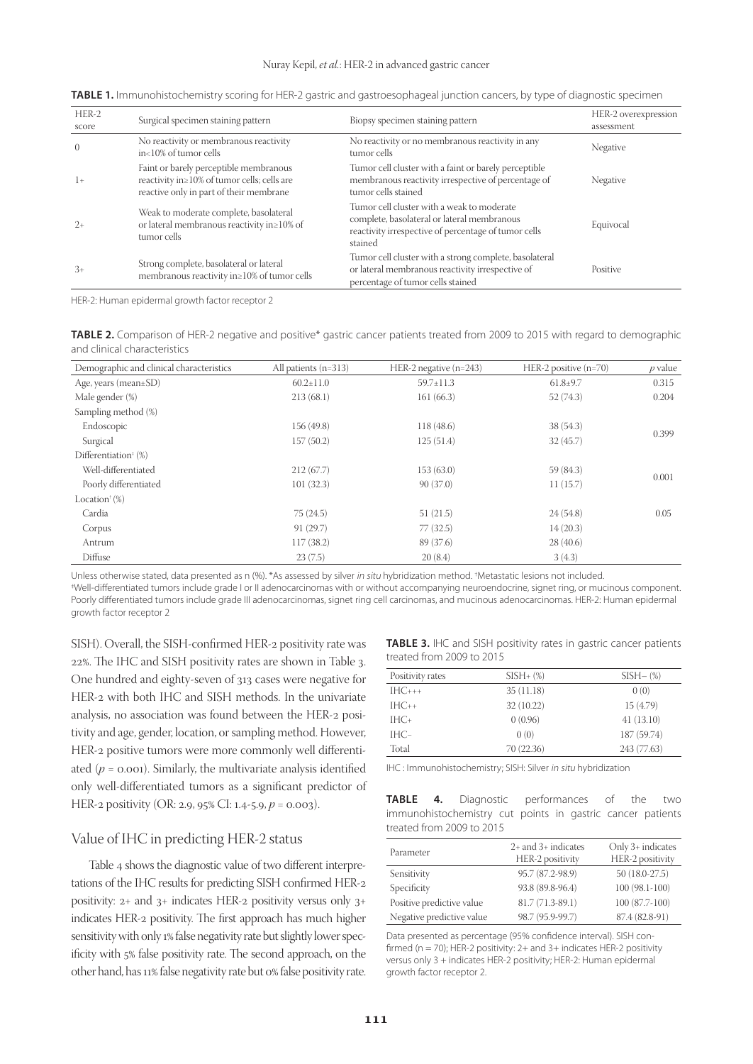**TABLE 1.** Immunohistochemistry scoring for HER-2 gastric and gastroesophageal junction cancers, by type of diagnostic specimen

| HER-2 score | Surgical specimen staining pattern | Biopsy specimen staining pattern | HER-2 overexpression assessment |
|---|---|---|---|
| 0 | No reactivity or membranous reactivity in<10% of tumor cells | No reactivity or no membranous reactivity in any tumor cells | Negative |
| 1+ | Faint or barely perceptible membranous reactivity in≥10% of tumor cells; cells are reactive only in part of their membrane | Tumor cell cluster with a faint or barely perceptible membranous reactivity irrespective of percentage of tumor cells stained | Negative |
| 2+ | Weak to moderate complete, basolateral or lateral membranous reactivity in≥10% of tumor cells | Tumor cell cluster with a weak to moderate complete, basolateral or lateral membranous reactivity irrespective of percentage of tumor cells stained | Equivocal |
| 3+ | Strong complete, basolateral or lateral membranous reactivity in≥10% of tumor cells | Tumor cell cluster with a strong complete, basolateral or lateral membranous reactivity irrespective of percentage of tumor cells stained | Positive |

HER-2: Human epidermal growth factor receptor 2

**TABLE 2.** Comparison of HER-2 negative and positive* gastric cancer patients treated from 2009 to 2015 with regard to demographic and clinical characteristics

| Demographic and clinical characteristics | All patients (n=313) | HER-2 negative (n=243) | HER-2 positive (n=70) | *p* value |
|---|---|---|---|---|
| Age, years (mean±SD) | 60.2±11.0 | 59.7±11.3 | 61.8±9.7 | 0.315 |
| Male gender (%) | 213 (68.1) | 161 (66.3) | 52 (74.3) | 0.204 |
| Sampling method (%) | | | | |
| Endoscopic | 156 (49.8) | 118 (48.6) | 38 (54.3) | 0.399 |
| Surgical | 157 (50.2) | 125 (51.4) | 32 (45.7) | |
| Differentiation[‡] (%) | | | | |
| Well-differentiated | 212 (67.7) | 153 (63.0) | 59 (84.3) | 0.001 |
| Poorly differentiated | 101 (32.3) | 90 (37.0) | 11 (15.7) | |
| Location[†] (%) | | | | |
| Cardia | 75 (24.5) | 51 (21.5) | 24 (54.8) | 0.05 |
| Corpus | 91 (29.7) | 77 (32.5) | 14 (20.3) | |
| Antrum | 117 (38.2) | 89 (37.6) | 28 (40.6) | |
| Diffuse | 23 (7.5) | 20 (8.4) | 3 (4.3) | |

Unless otherwise stated, data presented as n (%). *As assessed by silver *in situ* hybridization method. [†]Metastatic lesions not included.
[‡]Well-differentiated tumors include grade I or II adenocarcinomas with or without accompanying neuroendocrine, signet ring, or mucinous component. Poorly differentiated tumors include grade III adenocarcinomas, signet ring cell carcinomas, and mucinous adenocarcinomas. HER-2: Human epidermal growth factor receptor 2

SISH). Overall, the SISH-confirmed HER-2 positivity rate was 22%. The IHC and SISH positivity rates are shown in Table 3. One hundred and eighty-seven of 313 cases were negative for HER-2 with both IHC and SISH methods. In the univariate analysis, no association was found between the HER-2 positivity and age, gender, location, or sampling method. However, HER-2 positive tumors were more commonly well differentiated ($p = 0.001$). Similarly, the multivariate analysis identified only well-differentiated tumors as a significant predictor of HER-2 positivity (OR: 2.9, 95% CI: 1.4-5.9, $p = 0.003$).

## Value of IHC in predicting HER-2 status

Table 4 shows the diagnostic value of two different interpretations of the IHC results for predicting SISH confirmed HER-2 positivity: 2+ and 3+ indicates HER-2 positivity versus only 3+ indicates HER-2 positivity. The first approach has much higher sensitivity with only 1% false negativity rate but slightly lower specificity with 5% false positivity rate. The second approach, on the other hand, has 11% false negativity rate but 0% false positivity rate.

**TABLE 3.** IHC and SISH positivity rates in gastric cancer patients treated from 2009 to 2015

| Positivity rates | SISH+ (%) | SISH– (%) |
|---|---|---|
| IHC+++ | 35 (11.18) | 0 (0) |
| IHC++ | 32 (10.22) | 15 (4.79) |
| IHC+ | 0 (0.96) | 41 (13.10) |
| IHC– | 0 (0) | 187 (59.74) |
| Total | 70 (22.36) | 243 (77.63) |

IHC : Immunohistochemistry; SISH: Silver *in situ* hybridization

**TABLE 4.** Diagnostic performances of the two immunohistochemistry cut points in gastric cancer patients treated from 2009 to 2015

| Parameter | 2+ and 3+ indicates HER-2 positivity | Only 3+ indicates HER-2 positivity |
|---|---|---|
| Sensitivity | 95.7 (87.2-98.9) | 50 (18.0-27.5) |
| Specificity | 93.8 (89.8-96.4) | 100 (98.1-100) |
| Positive predictive value | 81.7 (71.3-89.1) | 100 (87.7-100) |
| Negative predictive value | 98.7 (95.9-99.7) | 87.4 (82.8-91) |

Data presented as percentage (95% confidence interval). SISH confirmed (n = 70); HER-2 positivity: 2+ and 3+ indicates HER-2 positivity versus only 3 + indicates HER-2 positivity; HER-2: Human epidermal growth factor receptor 2.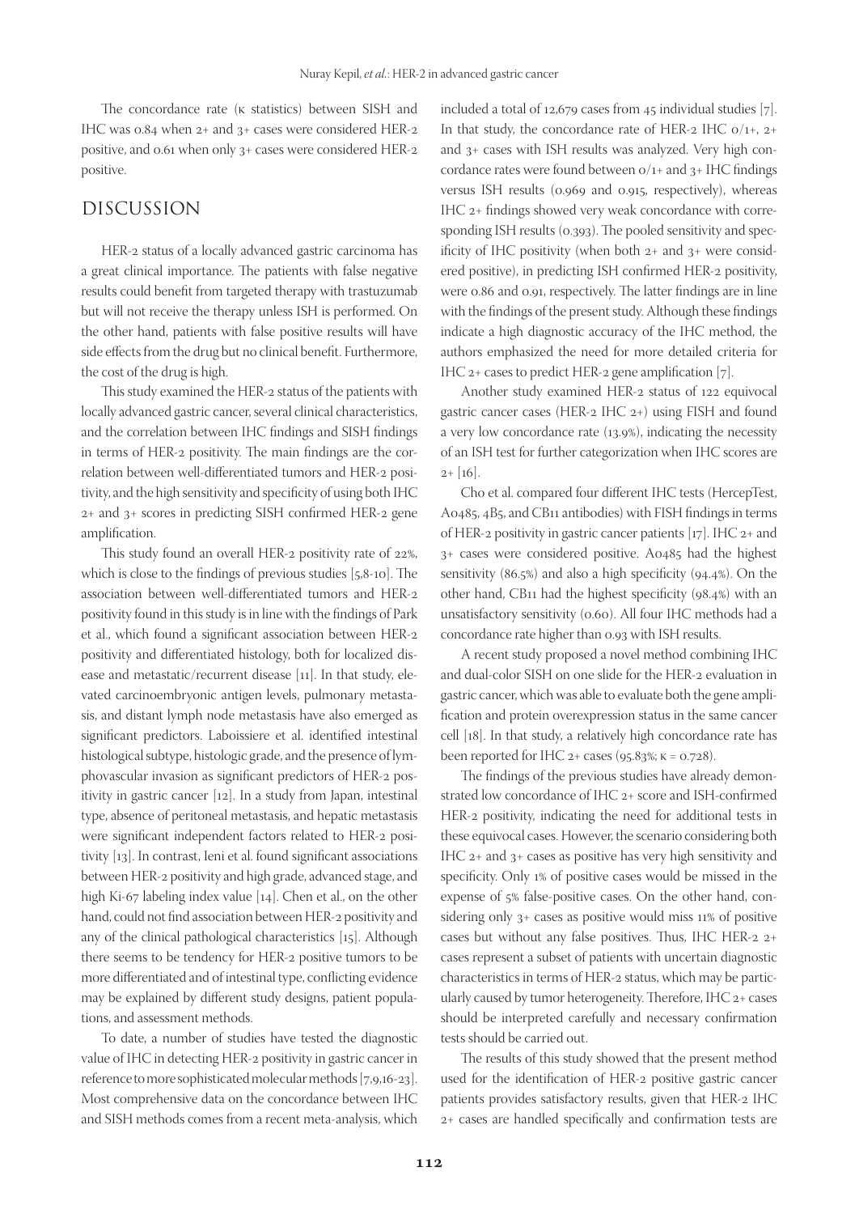The concordance rate (κ statistics) between SISH and IHC was 0.84 when 2+ and 3+ cases were considered HER-2 positive, and 0.61 when only 3+ cases were considered HER-2 positive.

## DISCUSSION

HER-2 status of a locally advanced gastric carcinoma has a great clinical importance. The patients with false negative results could benefit from targeted therapy with trastuzumab but will not receive the therapy unless ISH is performed. On the other hand, patients with false positive results will have side effects from the drug but no clinical benefit. Furthermore, the cost of the drug is high.

This study examined the HER-2 status of the patients with locally advanced gastric cancer, several clinical characteristics, and the correlation between IHC findings and SISH findings in terms of HER-2 positivity. The main findings are the correlation between well-differentiated tumors and HER-2 positivity, and the high sensitivity and specificity of using both IHC 2+ and 3+ scores in predicting SISH confirmed HER-2 gene amplification.

This study found an overall HER-2 positivity rate of 22%, which is close to the findings of previous studies [5,8-10]. The association between well-differentiated tumors and HER-2 positivity found in this study is in line with the findings of Park et al., which found a significant association between HER-2 positivity and differentiated histology, both for localized disease and metastatic/recurrent disease [11]. In that study, elevated carcinoembryonic antigen levels, pulmonary metastasis, and distant lymph node metastasis have also emerged as significant predictors. Laboissiere et al. identified intestinal histological subtype, histologic grade, and the presence of lymphovascular invasion as significant predictors of HER-2 positivity in gastric cancer [12]. In a study from Japan, intestinal type, absence of peritoneal metastasis, and hepatic metastasis were significant independent factors related to HER-2 positivity [13]. In contrast, Ieni et al. found significant associations between HER-2 positivity and high grade, advanced stage, and high Ki-67 labeling index value [14]. Chen et al., on the other hand, could not find association between HER-2 positivity and any of the clinical pathological characteristics [15]. Although there seems to be tendency for HER-2 positive tumors to be more differentiated and of intestinal type, conflicting evidence may be explained by different study designs, patient populations, and assessment methods.

To date, a number of studies have tested the diagnostic value of IHC in detecting HER-2 positivity in gastric cancer in reference to more sophisticated molecular methods [7,9,16-23]. Most comprehensive data on the concordance between IHC and SISH methods comes from a recent meta-analysis, which included a total of 12,679 cases from 45 individual studies [7]. In that study, the concordance rate of HER-2 IHC 0/1+, 2+ and 3+ cases with ISH results was analyzed. Very high concordance rates were found between 0/1+ and 3+ IHC findings versus ISH results (0.969 and 0.915, respectively), whereas IHC 2+ findings showed very weak concordance with corresponding ISH results (0.393). The pooled sensitivity and specificity of IHC positivity (when both 2+ and 3+ were considered positive), in predicting ISH confirmed HER-2 positivity, were 0.86 and 0.91, respectively. The latter findings are in line with the findings of the present study. Although these findings indicate a high diagnostic accuracy of the IHC method, the authors emphasized the need for more detailed criteria for IHC 2+ cases to predict HER-2 gene amplification [7].

Another study examined HER-2 status of 122 equivocal gastric cancer cases (HER-2 IHC 2+) using FISH and found a very low concordance rate (13.9%), indicating the necessity of an ISH test for further categorization when IHC scores are 2+ [16].

Cho et al. compared four different IHC tests (HercepTest, A0485, 4B5, and CB11 antibodies) with FISH findings in terms of HER-2 positivity in gastric cancer patients [17]. IHC 2+ and 3+ cases were considered positive. A0485 had the highest sensitivity (86.5%) and also a high specificity (94.4%). On the other hand, CB11 had the highest specificity (98.4%) with an unsatisfactory sensitivity (0.60). All four IHC methods had a concordance rate higher than 0.93 with ISH results.

A recent study proposed a novel method combining IHC and dual-color SISH on one slide for the HER-2 evaluation in gastric cancer, which was able to evaluate both the gene amplification and protein overexpression status in the same cancer cell [18]. In that study, a relatively high concordance rate has been reported for IHC 2+ cases (95.83%; κ = 0.728).

The findings of the previous studies have already demonstrated low concordance of IHC 2+ score and ISH-confirmed HER-2 positivity, indicating the need for additional tests in these equivocal cases. However, the scenario considering both IHC 2+ and 3+ cases as positive has very high sensitivity and specificity. Only 1% of positive cases would be missed in the expense of 5% false-positive cases. On the other hand, considering only 3+ cases as positive would miss 11% of positive cases but without any false positives. Thus, IHC HER-2 2+ cases represent a subset of patients with uncertain diagnostic characteristics in terms of HER-2 status, which may be particularly caused by tumor heterogeneity. Therefore, IHC 2+ cases should be interpreted carefully and necessary confirmation tests should be carried out.

The results of this study showed that the present method used for the identification of HER-2 positive gastric cancer patients provides satisfactory results, given that HER-2 IHC 2+ cases are handled specifically and confirmation tests are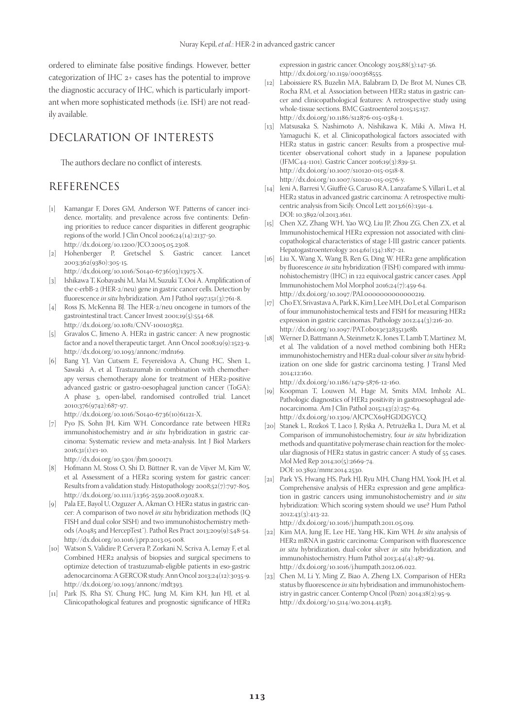ordered to eliminate false positive findings. However, better categorization of IHC 2+ cases has the potential to improve the diagnostic accuracy of IHC, which is particularly important when more sophisticated methods (i.e. ISH) are not readily available.

## DECLARATION OF INTERESTS

The authors declare no conflict of interests.

## REFERENCES

[1] Kamangar F, Dores GM, Anderson WF. Patterns of cancer incidence, mortality, and prevalence across five continents: Defining priorities to reduce cancer disparities in different geographic regions of the world. J Clin Oncol 2006;24(14):2137-50. http://dx.doi.org/10.1200/JCO.2005.05.2308.

[2] Hohenberger P, Gretschel S. Gastric cancer. Lancet 2003;362(9380):305-15. http://dx.doi.org/10.1016/S0140-6736(03)13975-X.

[3] Ishikawa T, Kobayashi M, Mai M, Suzuki T, Ooi A. Amplification of the c-erbB-2 (HER-2/neu) gene in gastric cancer cells. Detection by fluorescence *in situ* hybridization. Am J Pathol 1997;151(3):761-8.

[4] Ross JS, McKenna BJ. The HER-2/neu oncogene in tumors of the gastrointestinal tract. Cancer Invest 2001;19(5):554-68. http://dx.doi.org/10.1081/CNV-100103852.

[5] Gravalos C, Jimeno A. HER2 in gastric cancer: A new prognostic factor and a novel therapeutic target. Ann Oncol 2008;19(9):1523-9. http://dx.doi.org/10.1093/annonc/mdn169.

[6] Bang YJ, Van Cutsem E, Feyereislova A, Chung HC, Shen L, Sawaki A, et al. Trastuzumab in combination with chemotherapy versus chemotherapy alone for treatment of HER2-positive advanced gastric or gastro-oesophageal junction cancer (ToGA): A phase 3, open-label, randomised controlled trial. Lancet 2010;376(9742):687-97. http://dx.doi.org/10.1016/S0140-6736(10)61121-X.

[7] Pyo JS, Sohn JH, Kim WH. Concordance rate between HER2 immunohistochemistry and *in situ* hybridization in gastric carcinoma: Systematic review and meta-analysis. Int J Biol Markers 2016;31(1):e1-10. http://dx.doi.org/10.5301/jbm.5000171.

[8] Hofmann M, Stoss O, Shi D, Büttner R, van de Vijver M, Kim W, et al. Assessment of a HER2 scoring system for gastric cancer: Results from a validation study. Histopathology 2008;52(7):797-805. http://dx.doi.org/10.1111/j.1365-2559.2008.03028.x.

[9] Pala EE, Bayol U, Ozguzer A, Akman O. HER2 status in gastric cancer: A comparison of two novel *in situ* hybridization methods (IQ FISH and dual color SISH) and two immunohistochemistry methods (A0485 and HercepTest™). Pathol Res Pract 2013;209(9):548-54. http://dx.doi.org/10.1016/j.prp.2013.05.008.

[10] Watson S, Validire P, Cervera P, Zorkani N, Scriva A, Lemay F, et al. Combined HER2 analysis of biopsies and surgical specimens to optimize detection of trastuzumab-eligible patients in eso-gastric adenocarcinoma: A GERCOR study. Ann Oncol 2013;24(12):3035-9. http://dx.doi.org/10.1093/annonc/mdt393.

[11] Park JS, Rha SY, Chung HC, Jung M, Kim KH, Jun HJ, et al. Clinicopathological features and prognostic significance of HER2 expression in gastric cancer. Oncology 2015;88(3):147-56. http://dx.doi.org/10.1159/000368555.

[12] Laboissiere RS, Buzelin MA, Balabram D, De Brot M, Nunes CB, Rocha RM, et al. Association between HER2 status in gastric cancer and clinicopathological features: A retrospective study using whole-tissue sections. BMC Gastroenterol 2015;15:157. http://dx.doi.org/10.1186/s12876-015-0384-1.

[13] Matsusaka S, Nashimoto A, Nishikawa K, Miki A, Miwa H, Yamaguchi K, et al. Clinicopathological factors associated with HER2 status in gastric cancer: Results from a prospective multicenter observational cohort study in a Japanese population (JFMC44-1101). Gastric Cancer 2016;19(3):839-51. http://dx.doi.org/10.1007/s10120-015-0518-8. http://dx.doi.org/10.1007/s10120-015-0576-y.

[14] Ieni A, Barresi V, Giuffrè G, Caruso RA, Lanzafame S, Villari L, et al. HER2 status in advanced gastric carcinoma: A retrospective multicentric analysis from Sicily. Oncol Lett 2013;6(6):1591-4. DOI: 10.3892/ol.2013.1611.

[15] Chen XZ, Zhang WH, Yao WQ, Liu JP, Zhou ZG, Chen ZX, et al. Immunohistochemical HER2 expression not associated with clinicopathological characteristics of stage I-III gastric cancer patients. Hepatogastroenterology 2014;61(134):1817-21.

[16] Liu X, Wang X, Wang B, Ren G, Ding W. HER2 gene amplification by fluorescence *in situ* hybridization (FISH) compared with immunohistochemistry (IHC) in 122 equivocal gastric cancer cases. Appl Immunohistochem Mol Morphol 2016;24(7):459-64. http://dx.doi.org/10.1097/PAI.0000000000000219.

[17] Cho EY, Srivastava A, Park K, Kim J, Lee MH, Do I, et al. Comparison of four immunohistochemical tests and FISH for measuring HER2 expression in gastric carcinomas. Pathology 2012;44(3):216-20. http://dx.doi.org/10.1097/PAT.0b013e3283513e8b.

[18] Werner D, Battmann A, Steinmetz K, Jones T, Lamb T, Martinez M, et al. The validation of a novel method combining both HER2 immunohistochemistry and HER2 dual-colour silver *in situ* hybridization on one slide for gastric carcinoma testing. J Transl Med 2014;12:160. http://dx.doi.org/10.1186/1479-5876-12-160.

[19] Koopman T, Louwen M, Hage M, Smits MM, Imholz AL. Pathologic diagnostics of HER2 positivity in gastroesophageal adenocarcinoma. Am J Clin Pathol 2015;143(2):257-64. http://dx.doi.org/10.1309/AJCPCX69HGDDGYCQ.

[20] Stanek L, Rozkoš T, Laco J, Ryška A, Petruželka L, Dura M, et al. Comparison of immunohistochemistry, four *in situ* hybridization methods and quantitative polymerase chain reaction for the molecular diagnosis of HER2 status in gastric cancer: A study of 55 cases. Mol Med Rep 2014;10(5):2669-74. DOI: 10.3892/mmr.2014.2530.

[21] Park YS, Hwang HS, Park HJ, Ryu MH, Chang HM, Yook JH, et al. Comprehensive analysis of HER2 expression and gene amplification in gastric cancers using immunohistochemistry and *in situ* hybridization: Which scoring system should we use? Hum Pathol 2012;43(3):413-22. http://dx.doi.org/10.1016/j.humpath.2011.05.019.

[22] Kim MA, Jung JE, Lee HE, Yang HK, Kim WH. *In situ* analysis of HER2 mRNA in gastric carcinoma: Comparison with fluorescence *in situ* hybridization, dual-color silver *in situ* hybridization, and immunohistochemistry. Hum Pathol 2013;44(4):487-94. http://dx.doi.org/10.1016/j.humpath.2012.06.022.

[23] Chen M, Li Y, Ming Z, Biao A, Zheng LX. Comparison of HER2 status by fluorescence *in situ* hybridisation and immunohistochemistry in gastric cancer. Contemp Oncol (Pozn) 2014;18(2):95-9. http://dx.doi.org/10.5114/wo.2014.41383.